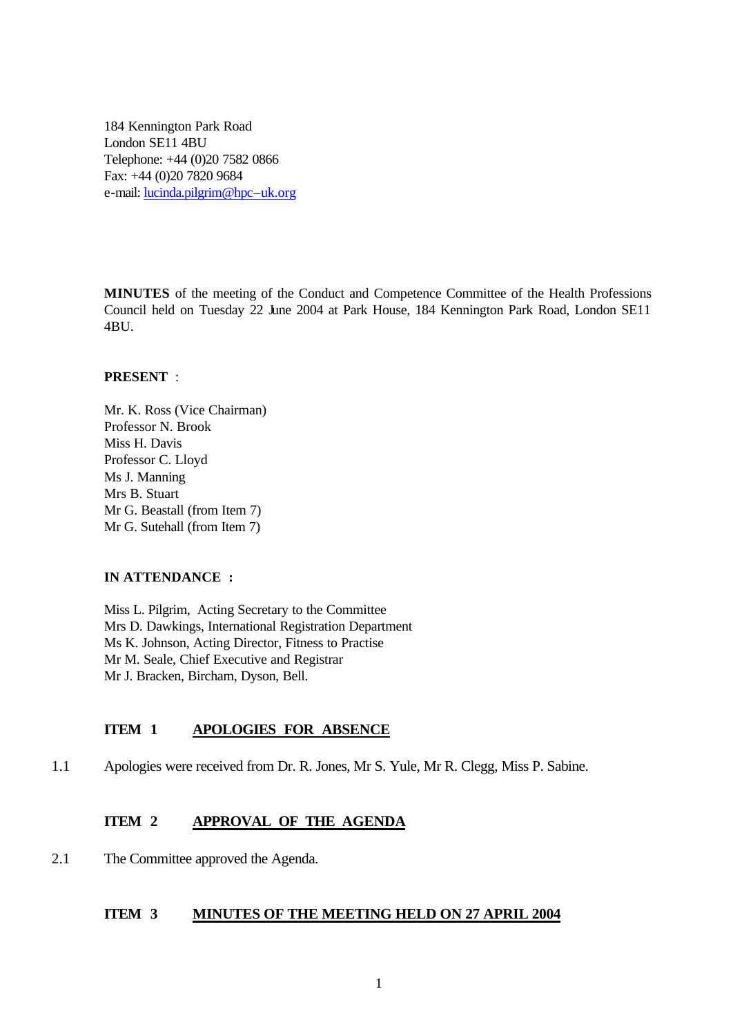184 Kennington Park Road
London SE11 4BU
Telephone: +44 (0)20 7582 0866
Fax: +44 (0)20 7820 9684
e-mail: lucinda.pilgrim@hpc–uk.org

**MINUTES** of the meeting of the Conduct and Competence Committee of the Health Professions Council held on Tuesday 22 June 2004 at Park House, 184 Kennington Park Road, London SE11 4BU.

**PRESENT** :

Mr. K. Ross (Vice Chairman)
Professor N. Brook
Miss H. Davis
Professor C. Lloyd
Ms J. Manning
Mrs B. Stuart
Mr G. Beastall (from Item 7)
Mr G. Sutehall (from Item 7)

**IN ATTENDANCE :**

Miss L. Pilgrim, Acting Secretary to the Committee
Mrs D. Dawkings, International Registration Department
Ms K. Johnson, Acting Director, Fitness to Practise
Mr M. Seale, Chief Executive and Registrar
Mr J. Bracken, Bircham, Dyson, Bell.

## ITEM 1 APOLOGIES FOR ABSENCE

1.1 Apologies were received from Dr. R. Jones, Mr S. Yule, Mr R. Clegg, Miss P. Sabine.

## ITEM 2 APPROVAL OF THE AGENDA

2.1 The Committee approved the Agenda.

## ITEM 3 MINUTES OF THE MEETING HELD ON 27 APRIL 2004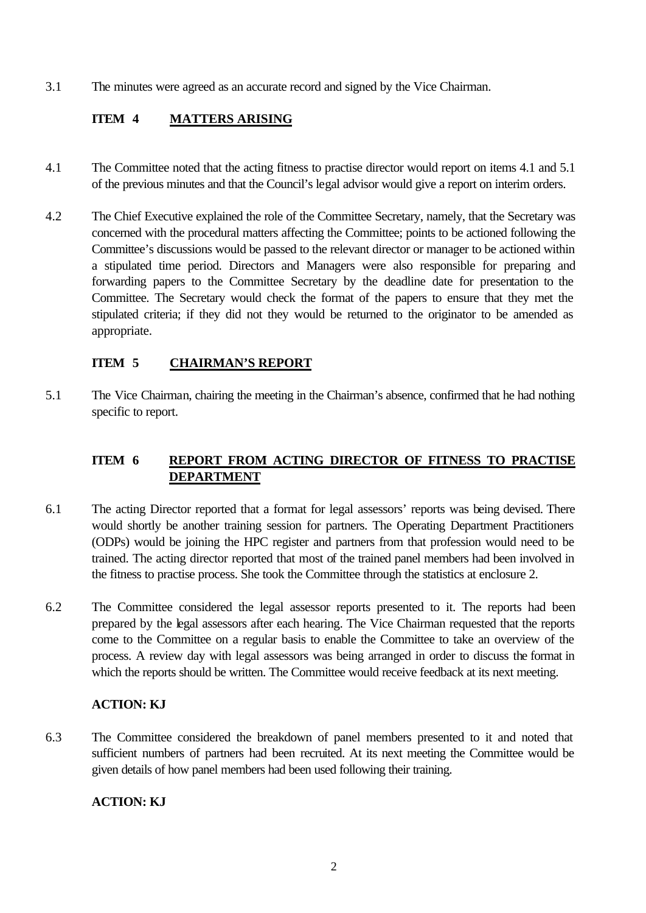3.1 The minutes were agreed as an accurate record and signed by the Vice Chairman.

## ITEM 4 MATTERS ARISING

4.1 The Committee noted that the acting fitness to practise director would report on items 4.1 and 5.1 of the previous minutes and that the Council's legal advisor would give a report on interim orders.

4.2 The Chief Executive explained the role of the Committee Secretary, namely, that the Secretary was concerned with the procedural matters affecting the Committee; points to be actioned following the Committee's discussions would be passed to the relevant director or manager to be actioned within a stipulated time period. Directors and Managers were also responsible for preparing and forwarding papers to the Committee Secretary by the deadline date for presentation to the Committee. The Secretary would check the format of the papers to ensure that they met the stipulated criteria; if they did not they would be returned to the originator to be amended as appropriate.

## ITEM 5 CHAIRMAN'S REPORT

5.1 The Vice Chairman, chairing the meeting in the Chairman's absence, confirmed that he had nothing specific to report.

## ITEM 6 REPORT FROM ACTING DIRECTOR OF FITNESS TO PRACTISE DEPARTMENT

6.1 The acting Director reported that a format for legal assessors' reports was being devised. There would shortly be another training session for partners. The Operating Department Practitioners (ODPs) would be joining the HPC register and partners from that profession would need to be trained. The acting director reported that most of the trained panel members had been involved in the fitness to practise process. She took the Committee through the statistics at enclosure 2.

6.2 The Committee considered the legal assessor reports presented to it. The reports had been prepared by the legal assessors after each hearing. The Vice Chairman requested that the reports come to the Committee on a regular basis to enable the Committee to take an overview of the process. A review day with legal assessors was being arranged in order to discuss the format in which the reports should be written. The Committee would receive feedback at its next meeting.

**ACTION: KJ**

6.3 The Committee considered the breakdown of panel members presented to it and noted that sufficient numbers of partners had been recruited. At its next meeting the Committee would be given details of how panel members had been used following their training.

**ACTION: KJ**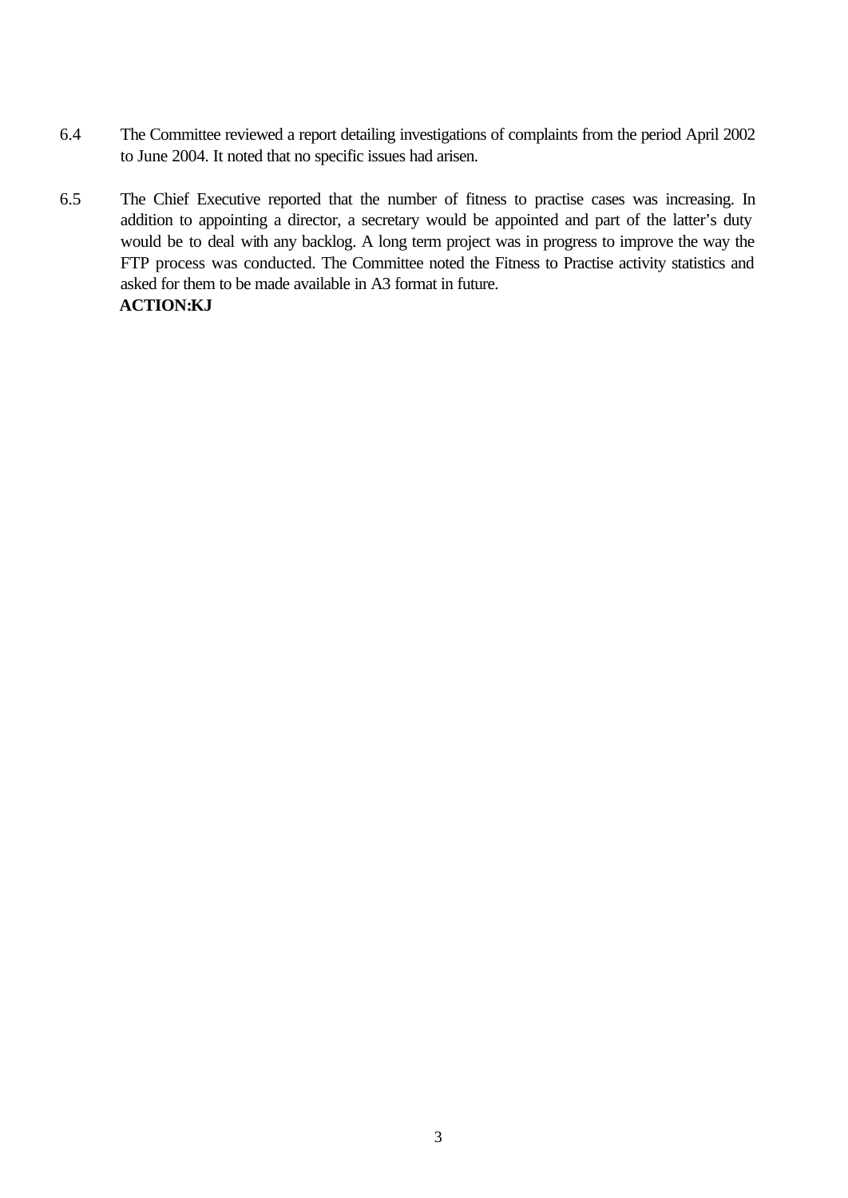6.4 The Committee reviewed a report detailing investigations of complaints from the period April 2002 to June 2004. It noted that no specific issues had arisen.

6.5 The Chief Executive reported that the number of fitness to practise cases was increasing. In addition to appointing a director, a secretary would be appointed and part of the latter's duty would be to deal with any backlog. A long term project was in progress to improve the way the FTP process was conducted. The Committee noted the Fitness to Practise activity statistics and asked for them to be made available in A3 format in future.
**ACTION:KJ**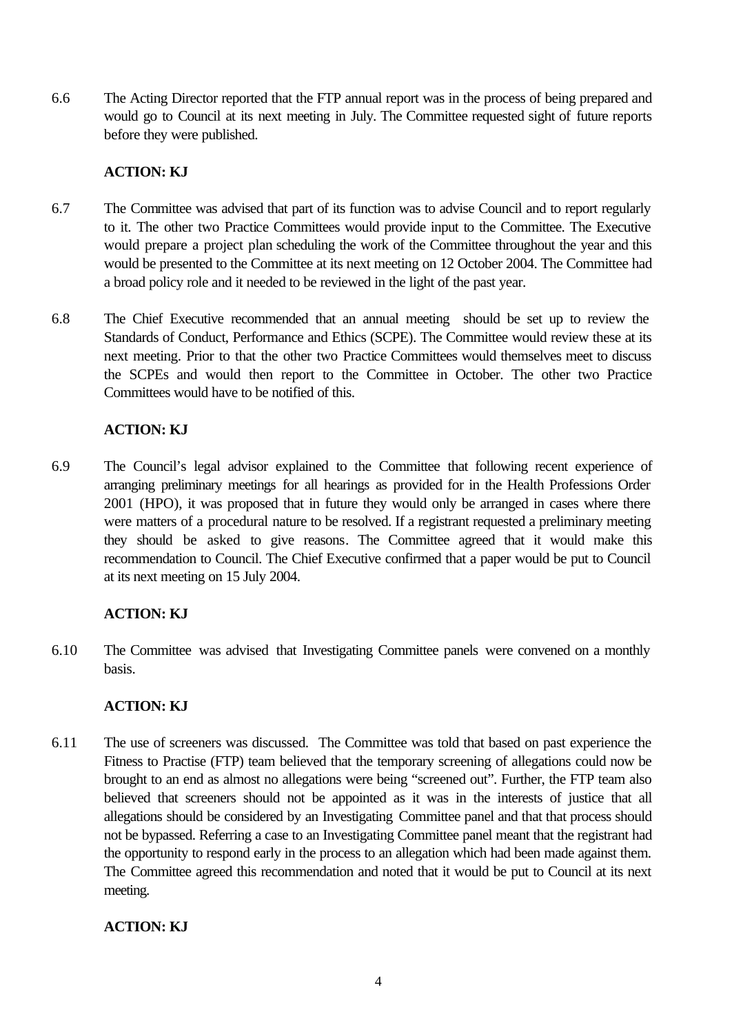6.6 The Acting Director reported that the FTP annual report was in the process of being prepared and would go to Council at its next meeting in July. The Committee requested sight of future reports before they were published.

**ACTION: KJ**

6.7 The Committee was advised that part of its function was to advise Council and to report regularly to it. The other two Practice Committees would provide input to the Committee. The Executive would prepare a project plan scheduling the work of the Committee throughout the year and this would be presented to the Committee at its next meeting on 12 October 2004. The Committee had a broad policy role and it needed to be reviewed in the light of the past year.

6.8 The Chief Executive recommended that an annual meeting should be set up to review the Standards of Conduct, Performance and Ethics (SCPE). The Committee would review these at its next meeting. Prior to that the other two Practice Committees would themselves meet to discuss the SCPEs and would then report to the Committee in October. The other two Practice Committees would have to be notified of this.

**ACTION: KJ**

6.9 The Council's legal advisor explained to the Committee that following recent experience of arranging preliminary meetings for all hearings as provided for in the Health Professions Order 2001 (HPO), it was proposed that in future they would only be arranged in cases where there were matters of a procedural nature to be resolved. If a registrant requested a preliminary meeting they should be asked to give reasons. The Committee agreed that it would make this recommendation to Council. The Chief Executive confirmed that a paper would be put to Council at its next meeting on 15 July 2004.

**ACTION: KJ**

6.10 The Committee was advised that Investigating Committee panels were convened on a monthly basis.

**ACTION: KJ**

6.11 The use of screeners was discussed. The Committee was told that based on past experience the Fitness to Practise (FTP) team believed that the temporary screening of allegations could now be brought to an end as almost no allegations were being "screened out". Further, the FTP team also believed that screeners should not be appointed as it was in the interests of justice that all allegations should be considered by an Investigating Committee panel and that that process should not be bypassed. Referring a case to an Investigating Committee panel meant that the registrant had the opportunity to respond early in the process to an allegation which had been made against them. The Committee agreed this recommendation and noted that it would be put to Council at its next meeting.

**ACTION: KJ**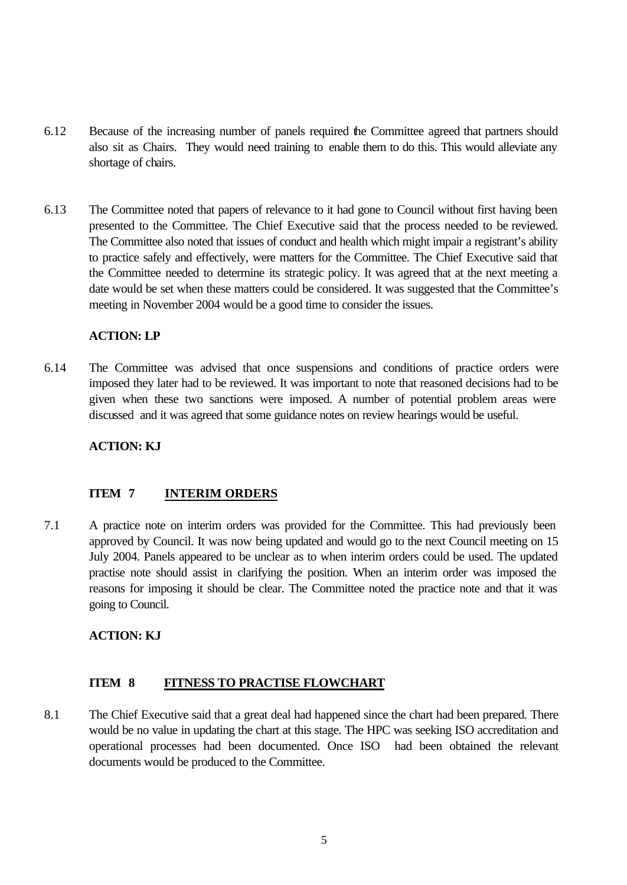6.12 Because of the increasing number of panels required the Committee agreed that partners should also sit as Chairs. They would need training to enable them to do this. This would alleviate any shortage of chairs.

6.13 The Committee noted that papers of relevance to it had gone to Council without first having been presented to the Committee. The Chief Executive said that the process needed to be reviewed. The Committee also noted that issues of conduct and health which might impair a registrant's ability to practice safely and effectively, were matters for the Committee. The Chief Executive said that the Committee needed to determine its strategic policy. It was agreed that at the next meeting a date would be set when these matters could be considered. It was suggested that the Committee's meeting in November 2004 would be a good time to consider the issues.

**ACTION: LP**

6.14 The Committee was advised that once suspensions and conditions of practice orders were imposed they later had to be reviewed. It was important to note that reasoned decisions had to be given when these two sanctions were imposed. A number of potential problem areas were discussed and it was agreed that some guidance notes on review hearings would be useful.

**ACTION: KJ**

**ITEM 7 <u>INTERIM ORDERS</u>**

7.1 A practice note on interim orders was provided for the Committee. This had previously been approved by Council. It was now being updated and would go to the next Council meeting on 15 July 2004. Panels appeared to be unclear as to when interim orders could be used. The updated practise note should assist in clarifying the position. When an interim order was imposed the reasons for imposing it should be clear. The Committee noted the practice note and that it was going to Council.

**ACTION: KJ**

**ITEM 8 <u>FITNESS TO PRACTISE FLOWCHART</u>**

8.1 The Chief Executive said that a great deal had happened since the chart had been prepared. There would be no value in updating the chart at this stage. The HPC was seeking ISO accreditation and operational processes had been documented. Once ISO had been obtained the relevant documents would be produced to the Committee.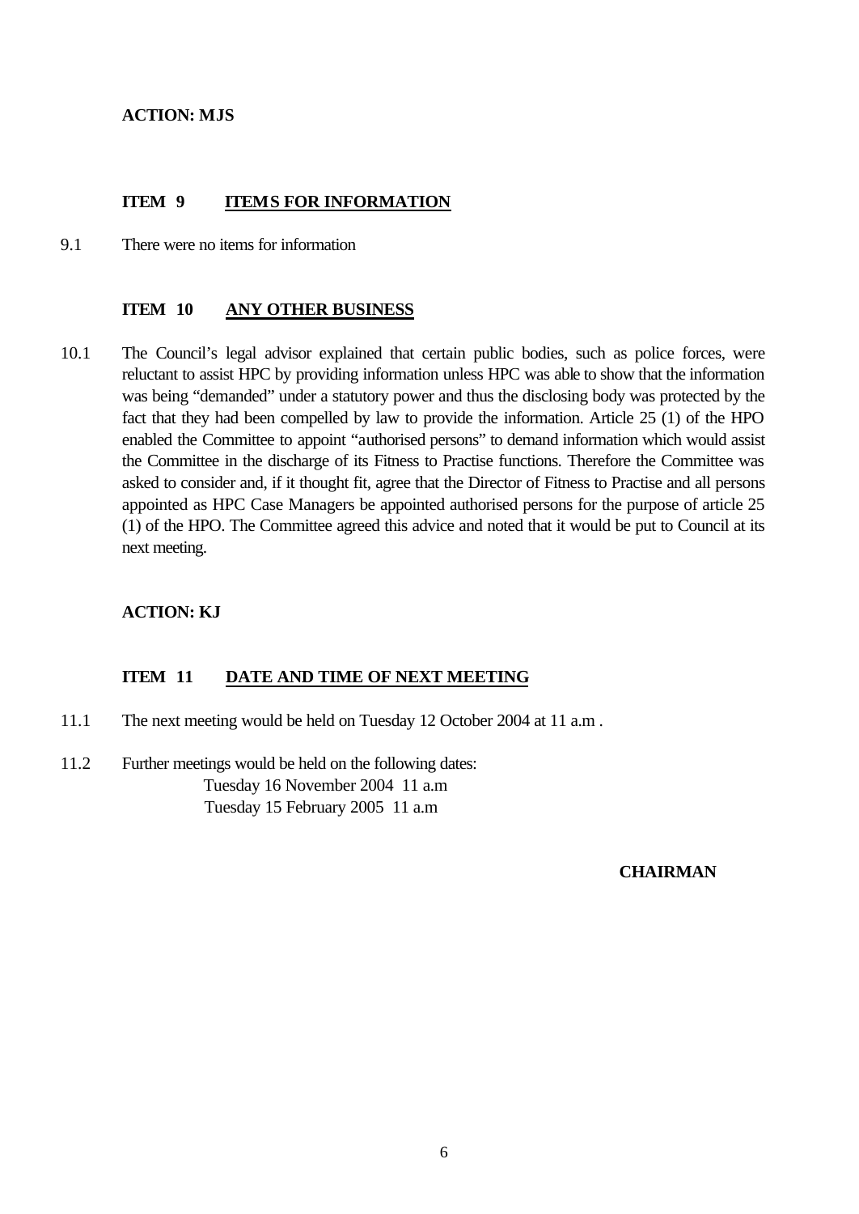**ACTION: MJS**

### ITEM 9 ITEMS FOR INFORMATION

9.1 There were no items for information

### ITEM 10 ANY OTHER BUSINESS

10.1 The Council's legal advisor explained that certain public bodies, such as police forces, were reluctant to assist HPC by providing information unless HPC was able to show that the information was being "demanded" under a statutory power and thus the disclosing body was protected by the fact that they had been compelled by law to provide the information. Article 25 (1) of the HPO enabled the Committee to appoint "authorised persons" to demand information which would assist the Committee in the discharge of its Fitness to Practise functions. Therefore the Committee was asked to consider and, if it thought fit, agree that the Director of Fitness to Practise and all persons appointed as HPC Case Managers be appointed authorised persons for the purpose of article 25 (1) of the HPO. The Committee agreed this advice and noted that it would be put to Council at its next meeting.

**ACTION: KJ**

### ITEM 11 DATE AND TIME OF NEXT MEETING

11.1 The next meeting would be held on Tuesday 12 October 2004 at 11 a.m .

11.2 Further meetings would be held on the following dates:
Tuesday 16 November 2004 11 a.m
Tuesday 15 February 2005 11 a.m

**CHAIRMAN**